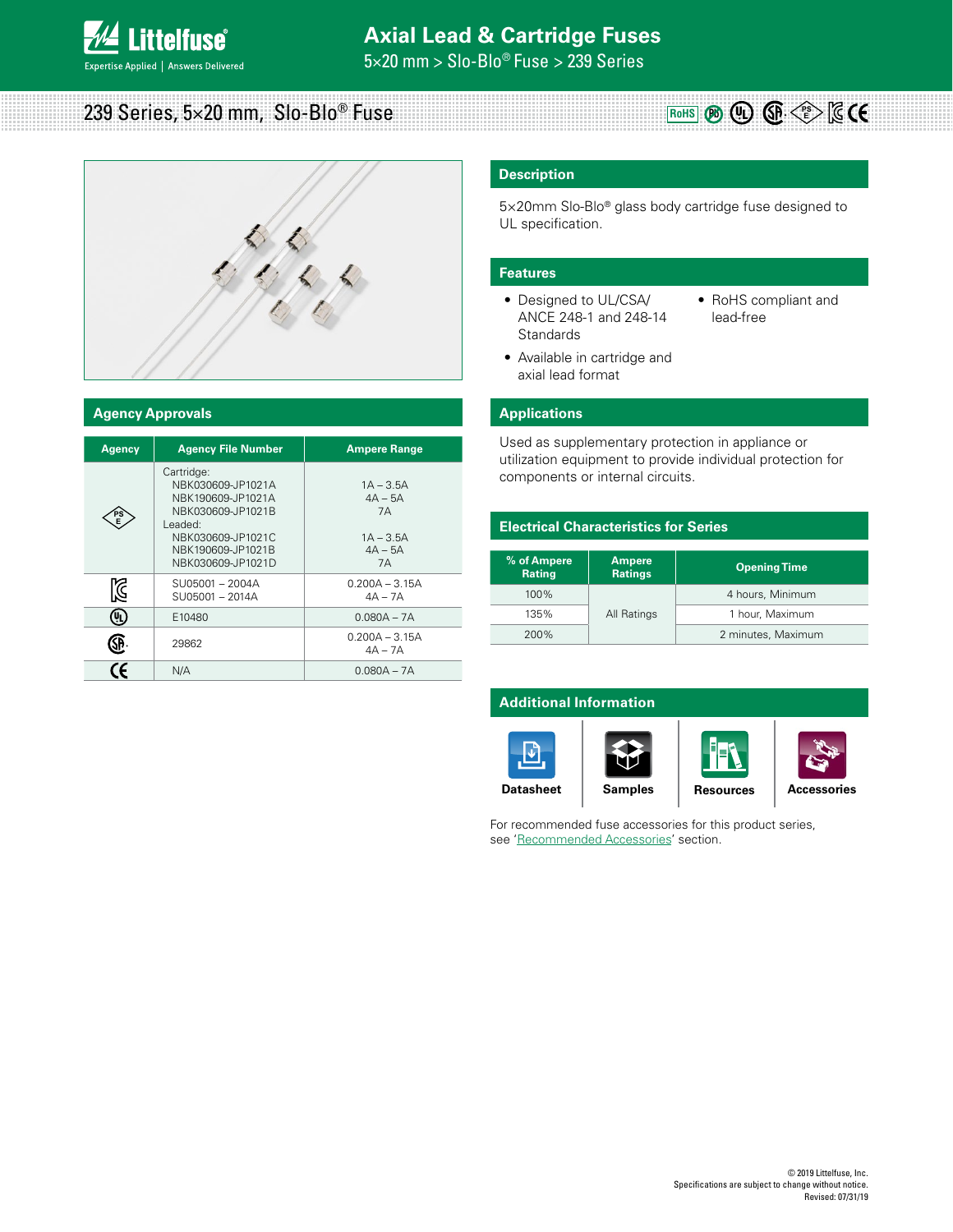# Axial Lead & Cartridge Fuses

5×20 mm > Slo-Blo® Fuse > 239 Series

## 239 Series, 5×20 mm, Slo-Blo® Fuse

## Description

5×20mm Slo-Blo® glass body cartridge fuse designed to UL specification.

## Features

- Designed to UL/CSA/ ANCE 248-1 and 248-14 Standards
- Available in cartridge and axial lead format
- RoHS compliant and lead-free

## Applications

Used as supplementary protection in appliance or utilization equipment to provide individual protection for components or internal circuits.

## Agency Approvals

| Agency | Agency File Number | Ampere Range |
|---|---|---|
| PSE | Cartridge:<br>NBK030609-JP1021A<br>NBK190609-JP1021A<br>NBK030609-JP1021B<br>Leaded:<br>NBK030609-JP1021C<br>NBK190609-JP1021B<br>NBK030609-JP1021D | <br>1A – 3.5A<br>4A – 5A<br>7A<br><br>1A – 3.5A<br>4A – 5A<br>7A |
| KC | SU05001 – 2004A<br>SU05001 – 2014A | 0.200A – 3.15A<br>4A – 7A |
| UL | E10480 | 0.080A – 7A |
| CSA | 29862 | 0.200A – 3.15A<br>4A – 7A |
| CE | N/A | 0.080A – 7A |

## Electrical Characteristics for Series

| % of Ampere Rating | Ampere Ratings | Opening Time |
|---|---|---|
| 100% | All Ratings | 4 hours, Minimum |
| 135% | | 1 hour, Maximum |
| 200% | | 2 minutes, Maximum |

## Additional Information

Datasheet | Samples | Resources | Accessories

For recommended fuse accessories for this product series, see 'Recommended Accessories' section.

© 2019 Littelfuse, Inc.
Specifications are subject to change without notice.
Revised: 07/31/19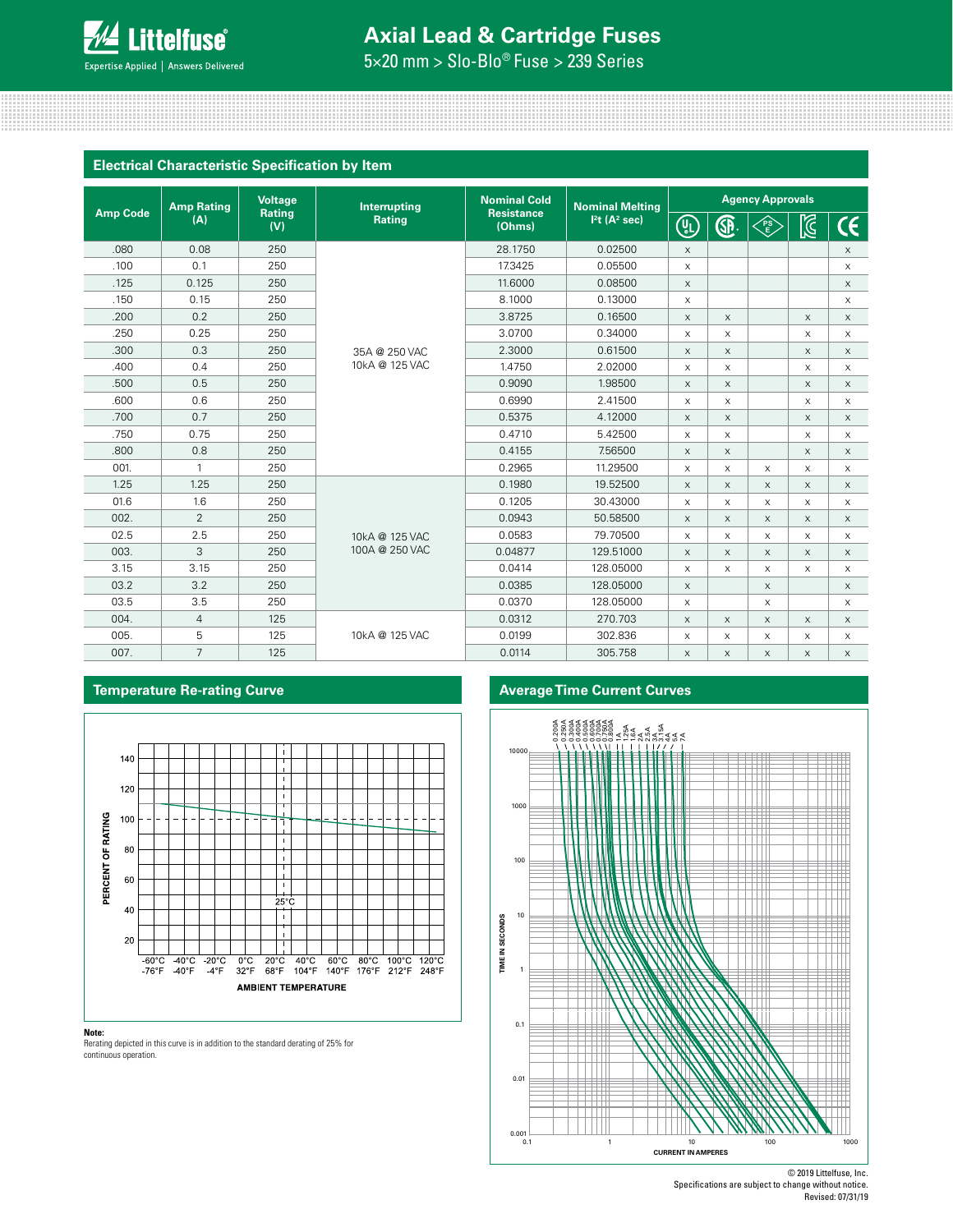## Electrical Characteristic Specification by Item

| Amp Code | Amp Rating (A) | Voltage Rating (V) | Interrupting Rating | Nominal Cold Resistance (Ohms) | Nominal Melting $I^2t$ ($A^2$ sec) | Agency Approvals UL | CSA | PSE | KC | CE |
|---|---|---|---|---|---|---|---|---|---|---|
| .080 | 0.08 | 250 | 35A @ 250 VAC 10kA @ 125 VAC | 28.1750 | 0.02500 | x | | | | x |
| .100 | 0.1 | 250 | | 17.3425 | 0.05500 | x | | | | x |
| .125 | 0.125 | 250 | | 11.6000 | 0.08500 | x | | | | x |
| .150 | 0.15 | 250 | | 8.1000 | 0.13000 | x | | | | x |
| .200 | 0.2 | 250 | | 3.8725 | 0.16500 | x | x | | x | x |
| .250 | 0.25 | 250 | | 3.0700 | 0.34000 | x | x | | x | x |
| .300 | 0.3 | 250 | | 2.3000 | 0.61500 | x | x | | x | x |
| .400 | 0.4 | 250 | | 1.4750 | 2.02000 | x | x | | x | x |
| .500 | 0.5 | 250 | | 0.9090 | 1.98500 | x | x | | x | x |
| .600 | 0.6 | 250 | | 0.6990 | 2.41500 | x | x | | x | x |
| .700 | 0.7 | 250 | | 0.5375 | 4.12000 | x | x | | x | x |
| .750 | 0.75 | 250 | | 0.4710 | 5.42500 | x | x | | x | x |
| .800 | 0.8 | 250 | | 0.4155 | 7.56500 | x | x | | x | x |
| 001. | 1 | 250 | | 0.2965 | 11.29500 | x | x | x | x | x |
| 1.25 | 1.25 | 250 | 10kA @ 125 VAC 100A @ 250 VAC | 0.1980 | 19.52500 | x | x | x | x | x |
| 01.6 | 1.6 | 250 | | 0.1205 | 30.43000 | x | x | x | x | x |
| 002. | 2 | 250 | | 0.0943 | 50.58500 | x | x | x | x | x |
| 02.5 | 2.5 | 250 | | 0.0583 | 79.70500 | x | x | x | x | x |
| 003. | 3 | 250 | | 0.04877 | 129.51000 | x | x | x | x | x |
| 3.15 | 3.15 | 250 | | 0.0414 | 128.05000 | x | x | x | x | x |
| 03.2 | 3.2 | 250 | | 0.0385 | 128.05000 | x | | x | | x |
| 03.5 | 3.5 | 250 | | 0.0370 | 128.05000 | x | | x | | x |
| 004. | 4 | 125 | 10kA @ 125 VAC | 0.0312 | 270.703 | x | x | x | x | x |
| 005. | 5 | 125 | | 0.0199 | 302.836 | x | x | x | x | x |
| 007. | 7 | 125 | | 0.0114 | 305.758 | x | x | x | x | x |

## Temperature Re-rating Curve

PERCENT OF RATING

AMBIENT TEMPERATURE

**Note:**
Rerating depicted in this curve is in addition to the standard derating of 25% for continuous operation.

## Average Time Current Curves

TIME IN SECONDS

CURRENT IN AMPERES

© 2019 Littelfuse, Inc.
Specifications are subject to change without notice.
Revised: 07/31/19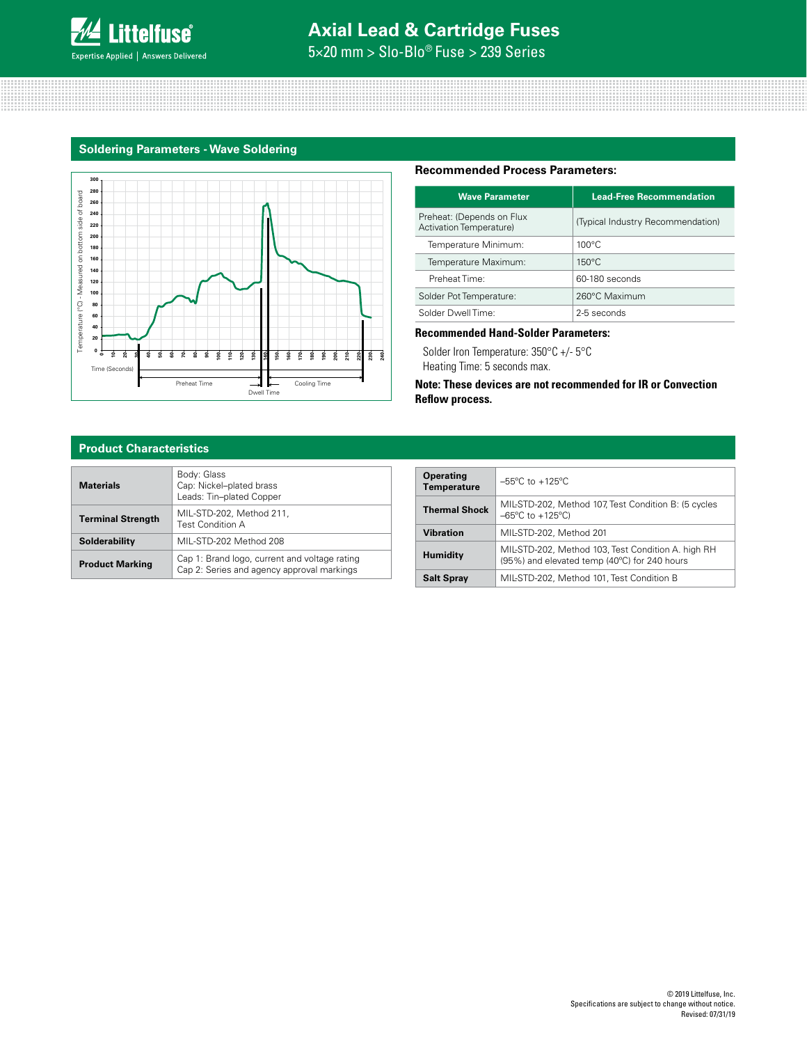## Soldering Parameters - Wave Soldering

### Recommended Process Parameters:

| Wave Parameter | Lead-Free Recommendation |
|---|---|
| Preheat: (Depends on Flux Activation Temperature) | (Typical Industry Recommendation) |
| Temperature Minimum: | 100°C |
| Temperature Maximum: | 150°C |
| Preheat Time: | 60-180 seconds |
| Solder Pot Temperature: | 260°C Maximum |
| Solder Dwell Time: | 2-5 seconds |

**Recommended Hand-Solder Parameters:**

Solder Iron Temperature: 350°C +/- 5°C
Heating Time: 5 seconds max.

**Note: These devices are not recommended for IR or Convection Reflow process.**

## Product Characteristics

| | |
|---|---|
| **Materials** | Body: Glass<br>Cap: Nickel–plated brass<br>Leads: Tin–plated Copper |
| **Terminal Strength** | MIL-STD-202, Method 211, Test Condition A |
| **Solderability** | MIL-STD-202 Method 208 |
| **Product Marking** | Cap 1: Brand logo, current and voltage rating<br>Cap 2: Series and agency approval markings |

| | |
|---|---|
| **Operating Temperature** | –55ºC to +125ºC |
| **Thermal Shock** | MIL-STD-202, Method 107, Test Condition B: (5 cycles –65ºC to +125ºC) |
| **Vibration** | MIL-STD-202, Method 201 |
| **Humidity** | MIL-STD-202, Method 103, Test Condition A. high RH (95%) and elevated temp (40ºC) for 240 hours |
| **Salt Spray** | MIL-STD-202, Method 101, Test Condition B |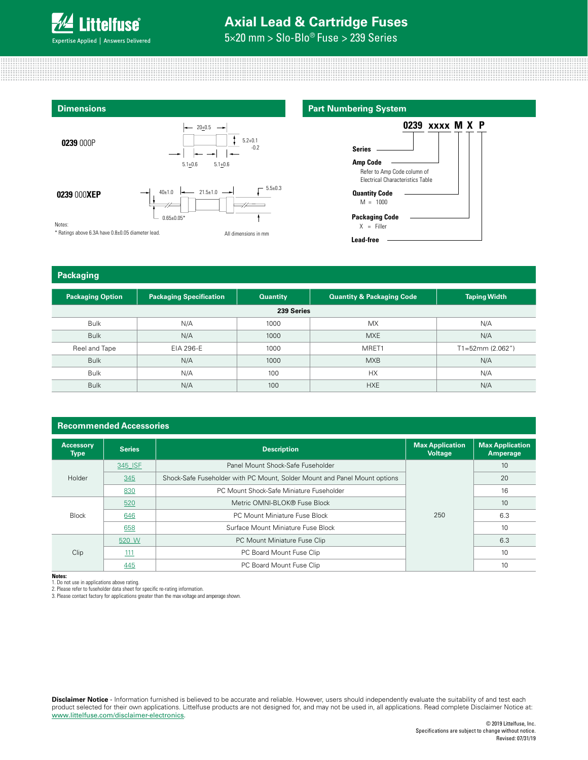# Axial Lead & Cartridge Fuses

5×20 mm > Slo-Blo® Fuse > 239 Series

## Dimensions

**0239** 000P

20±0.5

5.2+0.1 -0.2

5.1±0.6

5.1±0.6

**0239** 000**XEP**

40±1.0

21.5±1.0

5.5±0.3

0.65±0.05*

Notes:
* Ratings above 6.3A have 0.8±0.05 diameter lead.

All dimensions in mm

## Part Numbering System

**0239 xxxx M X P**

**Series**

**Amp Code**
Refer to Amp Code column of Electrical Characteristics Table

**Quantity Code**
M = 1000

**Packaging Code**
X = Filler

**Lead-free**

## Packaging

| Packaging Option | Packaging Specification | Quantity | Quantity & Packaging Code | Taping Width |
|---|---|---|---|---|
| **239 Series** | | | | |
| Bulk | N/A | 1000 | MX | N/A |
| Bulk | N/A | 1000 | MXE | N/A |
| Reel and Tape | EIA 296-E | 1000 | MRET1 | T1=52mm (2.062") |
| Bulk | N/A | 1000 | MXB | N/A |
| Bulk | N/A | 100 | HX | N/A |
| Bulk | N/A | 100 | HXE | N/A |

## Recommended Accessories

| Accessory Type | Series | Description | Max Application Voltage | Max Application Amperage |
|---|---|---|---|---|
| Holder | 345_ISF | Panel Mount Shock-Safe Fuseholder | 250 | 10 |
| | 345 | Shock-Safe Fuseholder with PC Mount, Solder Mount and Panel Mount options | | 20 |
| | 830 | PC Mount Shock-Safe Miniature Fuseholder | | 16 |
| Block | 520 | Metric OMNI-BLOK® Fuse Block | | 10 |
| | 646 | PC Mount Miniature Fuse Block | | 6.3 |
| | 658 | Surface Mount Miniature Fuse Block | | 10 |
| Clip | 520_W | PC Mount Miniature Fuse Clip | | 6.3 |
| | 111 | PC Board Mount Fuse Clip | | 10 |
| | 445 | PC Board Mount Fuse Clip | | 10 |

**Notes:**
1. Do not use in applications above rating.
2. Please refer to fuseholder data sheet for specific re-rating information.
3. Please contact factory for applications greater than the max voltage and amperage shown.

**Disclaimer Notice** - Information furnished is believed to be accurate and reliable. However, users should independently evaluate the suitability of and test each product selected for their own applications. Littelfuse products are not designed for, and may not be used in, all applications. Read complete Disclaimer Notice at: www.littelfuse.com/disclaimer-electronics.

© 2019 Littelfuse, Inc.
Specifications are subject to change without notice.
Revised: 07/31/19